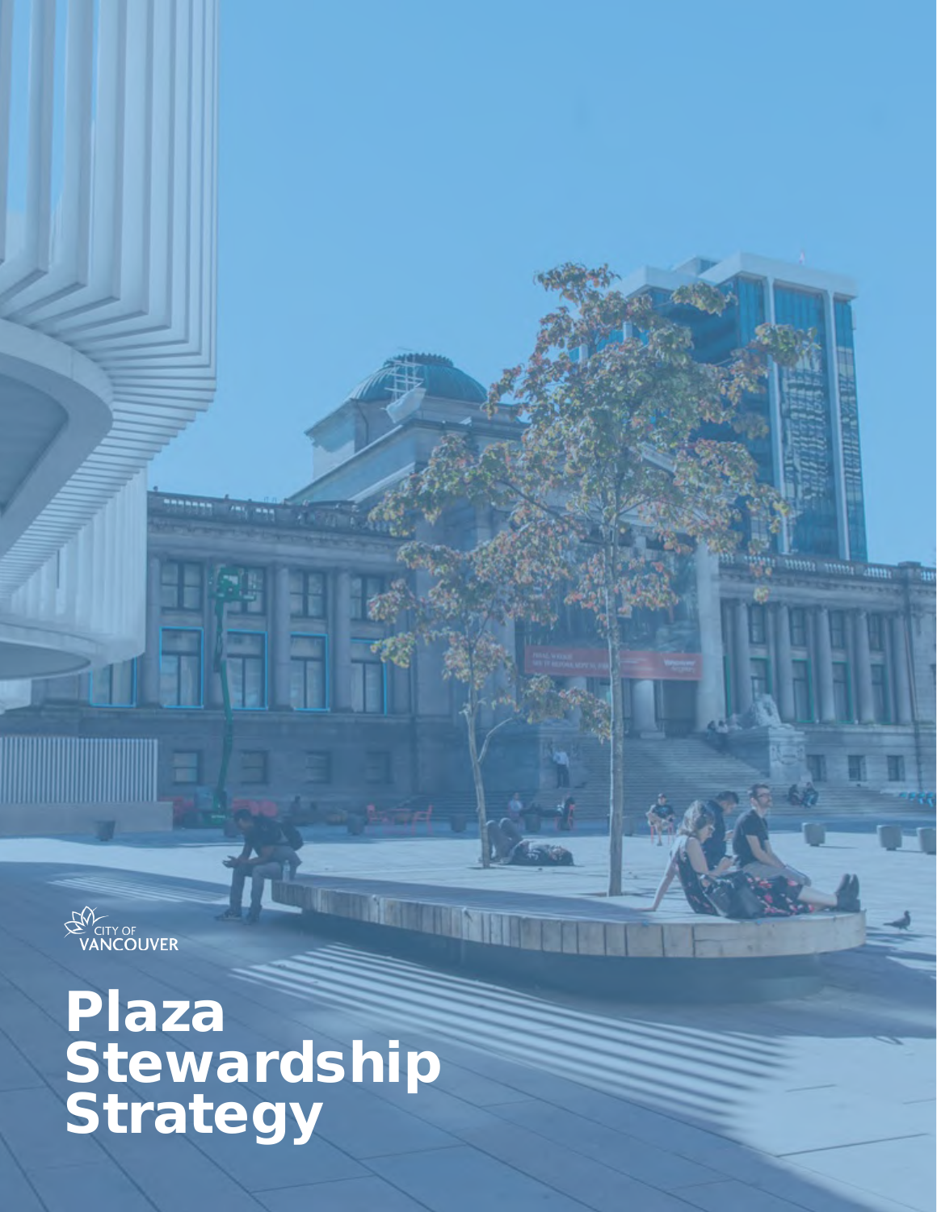CITY OF VANCOUVER

# Plaza Stewardship Strategy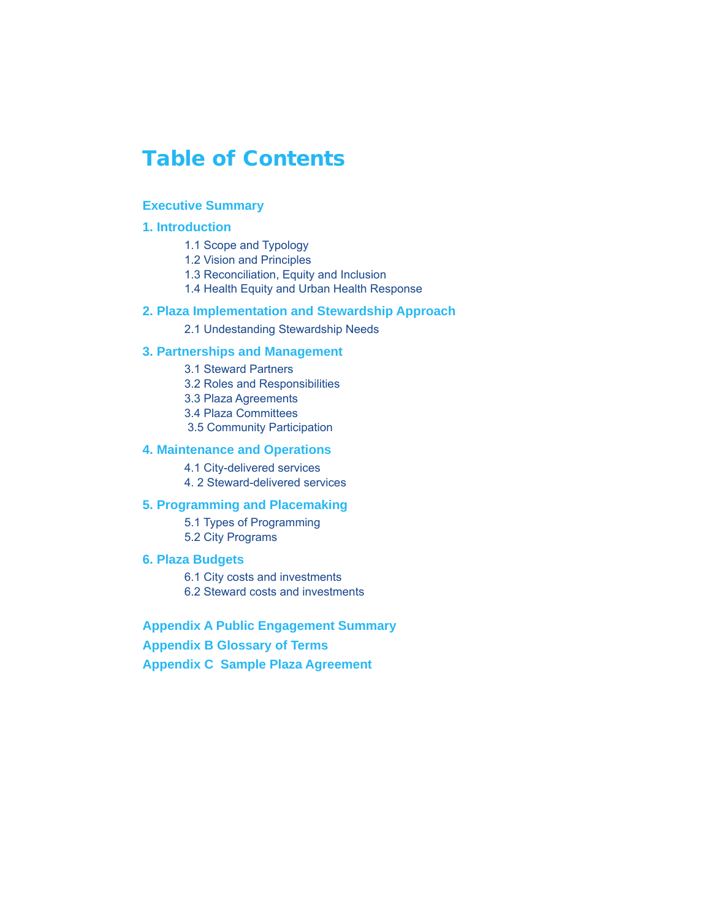# Table of Contents

**Executive Summary**

**1. Introduction**

- 1.1 Scope and Typology
- 1.2 Vision and Principles
- 1.3 Reconciliation, Equity and Inclusion
- 1.4 Health Equity and Urban Health Response

**2. Plaza Implementation and Stewardship Approach**

- 2.1 Undestanding Stewardship Needs

**3. Partnerships and Management**

- 3.1 Steward Partners
- 3.2 Roles and Responsibilities
- 3.3 Plaza Agreements
- 3.4 Plaza Committees
- 3.5 Community Participation

**4. Maintenance and Operations**

- 4.1 City-delivered services
- 4. 2 Steward-delivered services

**5. Programming and Placemaking**

- 5.1 Types of Programming
- 5.2 City Programs

**6. Plaza Budgets**

- 6.1 City costs and investments
- 6.2 Steward costs and investments

**Appendix A Public Engagement Summary**

**Appendix B Glossary of Terms**

**Appendix C Sample Plaza Agreement**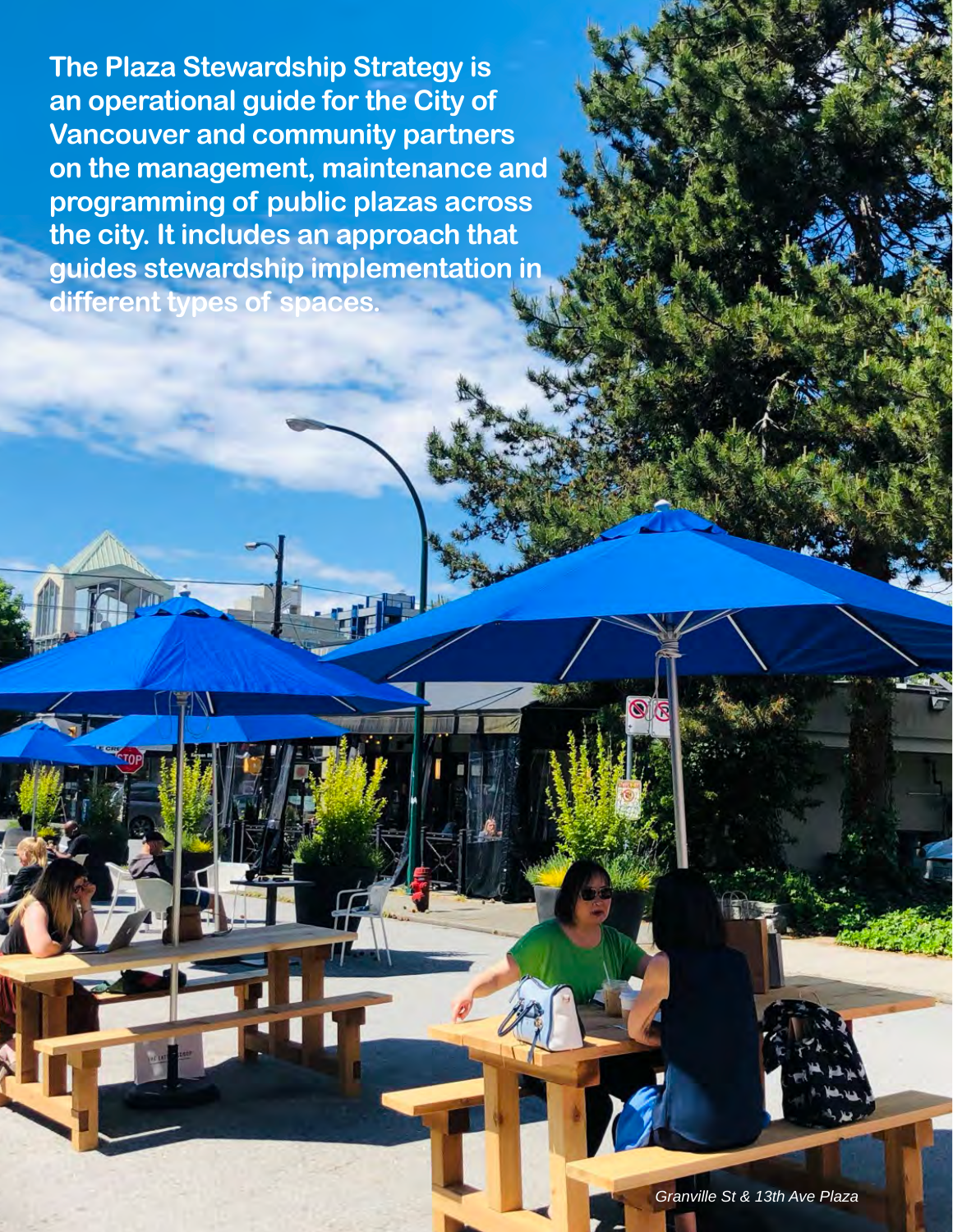**The Plaza Stewardship Strategy is an operational guide for the City of Vancouver and community partners on the management, maintenance and programming of public plazas across the city. It includes an approach that guides stewardship implementation in different types of spaces.**

*Granville St & 13th Ave Plaza*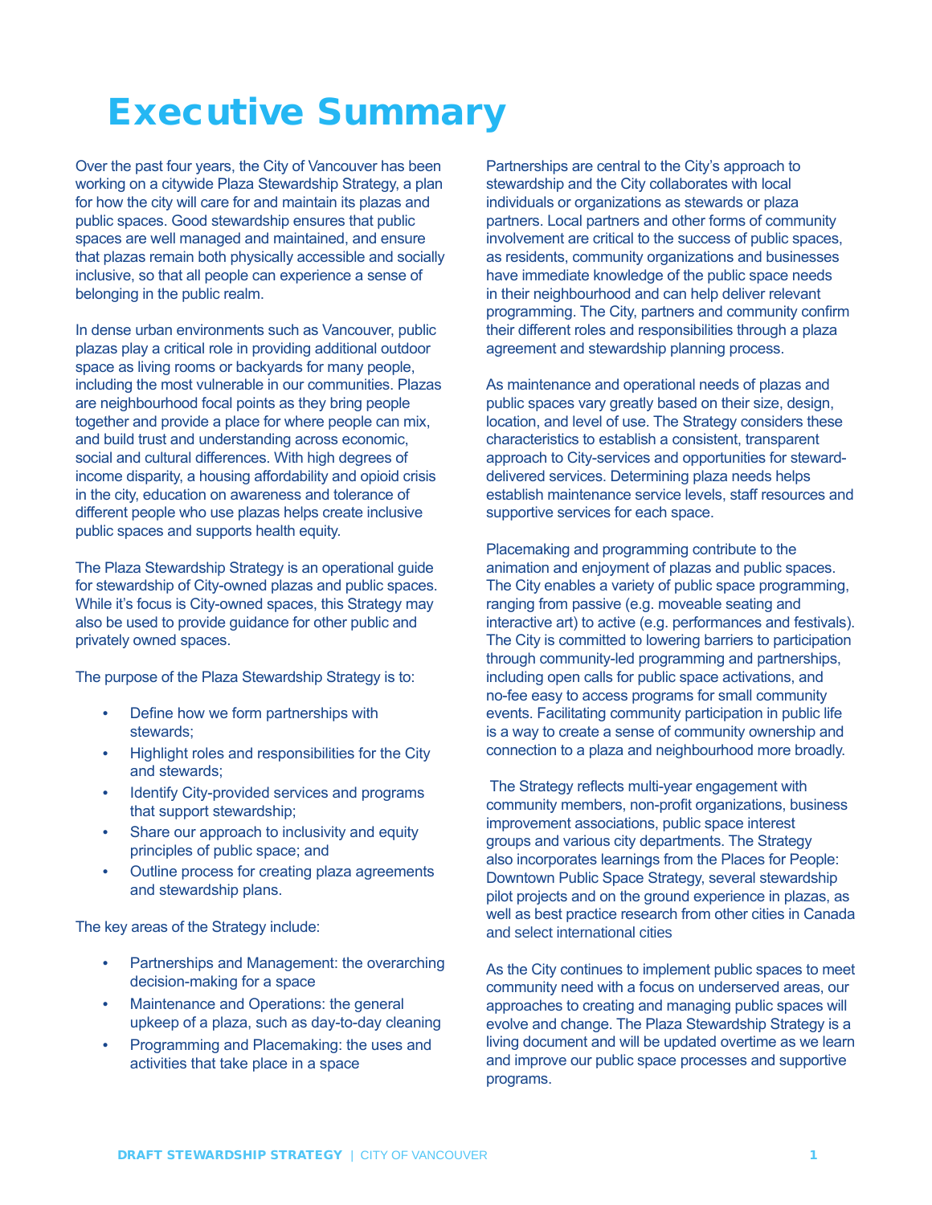# Executive Summary

Over the past four years, the City of Vancouver has been working on a citywide Plaza Stewardship Strategy, a plan for how the city will care for and maintain its plazas and public spaces. Good stewardship ensures that public spaces are well managed and maintained, and ensure that plazas remain both physically accessible and socially inclusive, so that all people can experience a sense of belonging in the public realm.

In dense urban environments such as Vancouver, public plazas play a critical role in providing additional outdoor space as living rooms or backyards for many people, including the most vulnerable in our communities. Plazas are neighbourhood focal points as they bring people together and provide a place for where people can mix, and build trust and understanding across economic, social and cultural differences. With high degrees of income disparity, a housing affordability and opioid crisis in the city, education on awareness and tolerance of different people who use plazas helps create inclusive public spaces and supports health equity.

The Plaza Stewardship Strategy is an operational guide for stewardship of City-owned plazas and public spaces. While it's focus is City-owned spaces, this Strategy may also be used to provide guidance for other public and privately owned spaces.

The purpose of the Plaza Stewardship Strategy is to:

- Define how we form partnerships with stewards;
- Highlight roles and responsibilities for the City and stewards;
- Identify City-provided services and programs that support stewardship;
- Share our approach to inclusivity and equity principles of public space; and
- Outline process for creating plaza agreements and stewardship plans.

The key areas of the Strategy include:

- Partnerships and Management: the overarching decision-making for a space
- Maintenance and Operations: the general upkeep of a plaza, such as day-to-day cleaning
- Programming and Placemaking: the uses and activities that take place in a space

Partnerships are central to the City's approach to stewardship and the City collaborates with local individuals or organizations as stewards or plaza partners. Local partners and other forms of community involvement are critical to the success of public spaces, as residents, community organizations and businesses have immediate knowledge of the public space needs in their neighbourhood and can help deliver relevant programming. The City, partners and community confirm their different roles and responsibilities through a plaza agreement and stewardship planning process.

As maintenance and operational needs of plazas and public spaces vary greatly based on their size, design, location, and level of use. The Strategy considers these characteristics to establish a consistent, transparent approach to City-services and opportunities for steward-delivered services. Determining plaza needs helps establish maintenance service levels, staff resources and supportive services for each space.

Placemaking and programming contribute to the animation and enjoyment of plazas and public spaces. The City enables a variety of public space programming, ranging from passive (e.g. moveable seating and interactive art) to active (e.g. performances and festivals). The City is committed to lowering barriers to participation through community-led programming and partnerships, including open calls for public space activations, and no-fee easy to access programs for small community events. Facilitating community participation in public life is a way to create a sense of community ownership and connection to a plaza and neighbourhood more broadly.

The Strategy reflects multi-year engagement with community members, non-profit organizations, business improvement associations, public space interest groups and various city departments. The Strategy also incorporates learnings from the Places for People: Downtown Public Space Strategy, several stewardship pilot projects and on the ground experience in plazas, as well as best practice research from other cities in Canada and select international cities

As the City continues to implement public spaces to meet community need with a focus on underserved areas, our approaches to creating and managing public spaces will evolve and change. The Plaza Stewardship Strategy is a living document and will be updated overtime as we learn and improve our public space processes and supportive programs.